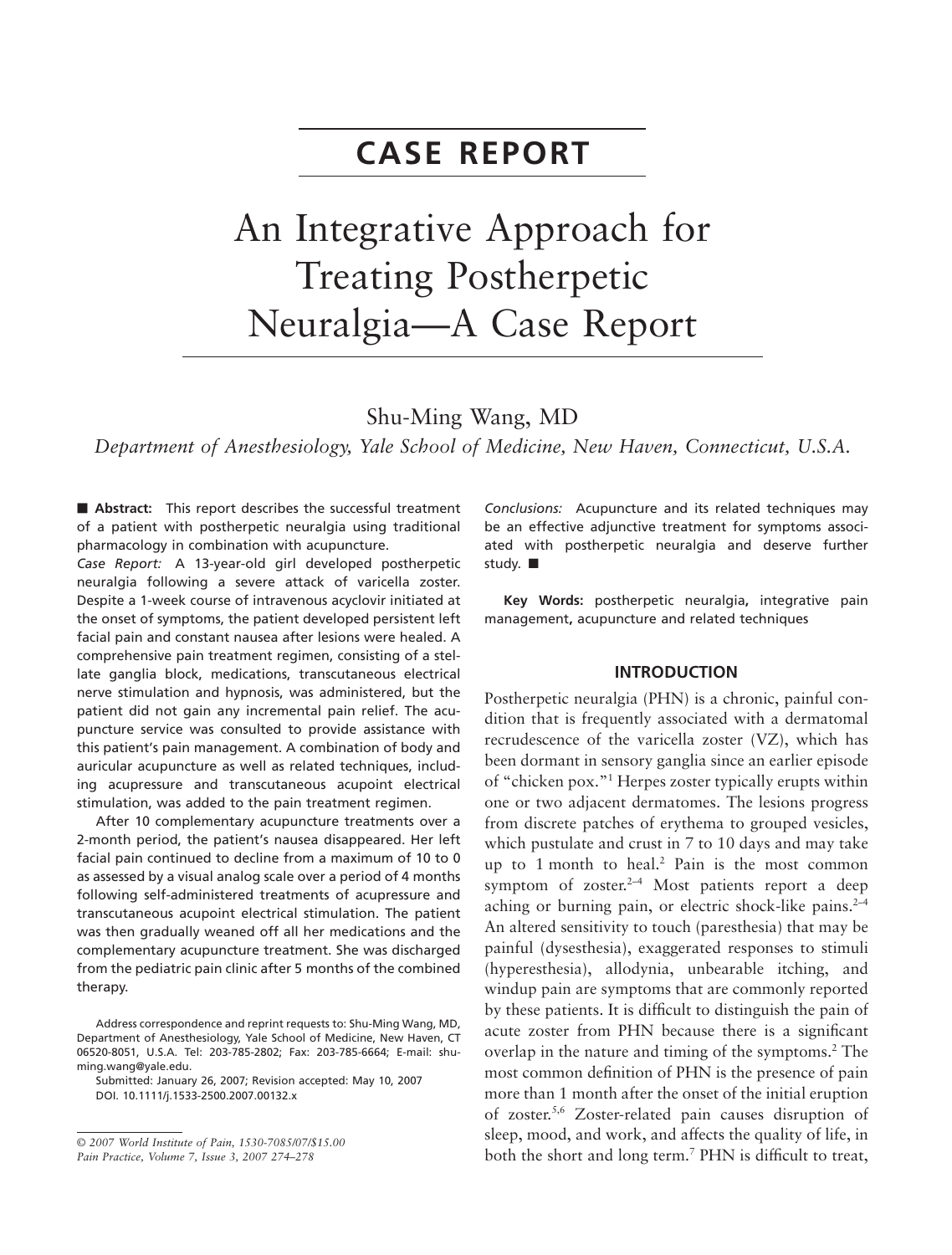# CASE REPORT

# An Integrative Approach for Treating Postherpetic Neuralgia—A Case Report

Shu-Ming Wang, MD

*Department of Anesthesiology, Yale School of Medicine, New Haven, Connecticut, U.S.A.*

■ **Abstract:** This report describes the successful treatment of a patient with postherpetic neuralgia using traditional pharmacology in combination with acupuncture.

*Case Report:* A 13-year-old girl developed postherpetic neuralgia following a severe attack of varicella zoster. Despite a 1-week course of intravenous acyclovir initiated at the onset of symptoms, the patient developed persistent left facial pain and constant nausea after lesions were healed. A comprehensive pain treatment regimen, consisting of a stellate ganglia block, medications, transcutaneous electrical nerve stimulation and hypnosis, was administered, but the patient did not gain any incremental pain relief. The acupuncture service was consulted to provide assistance with this patient's pain management. A combination of body and auricular acupuncture as well as related techniques, including acupressure and transcutaneous acupoint electrical stimulation, was added to the pain treatment regimen.

After 10 complementary acupuncture treatments over a 2-month period, the patient's nausea disappeared. Her left facial pain continued to decline from a maximum of 10 to 0 as assessed by a visual analog scale over a period of 4 months following self-administered treatments of acupressure and transcutaneous acupoint electrical stimulation. The patient was then gradually weaned off all her medications and the complementary acupuncture treatment. She was discharged from the pediatric pain clinic after 5 months of the combined therapy.

*Conclusions:* Acupuncture and its related techniques may be an effective adjunctive treatment for symptoms associated with postherpetic neuralgia and deserve further study. ■

**Key Words:** postherpetic neuralgia, integrative pain management, acupuncture and related techniques

Address correspondence and reprint requests to: Shu-Ming Wang, MD, Department of Anesthesiology, Yale School of Medicine, New Haven, CT 06520-8051, U.S.A. Tel: 203-785-2802; Fax: 203-785-6664; E-mail: shu-ming.wang@yale.edu.

Submitted: January 26, 2007; Revision accepted: May 10, 2007

DOI. 10.1111/j.1533-2500.2007.00132.x

## INTRODUCTION

Postherpetic neuralgia (PHN) is a chronic, painful condition that is frequently associated with a dermatomal recrudescence of the varicella zoster (VZ), which has been dormant in sensory ganglia since an earlier episode of "chicken pox."[1] Herpes zoster typically erupts within one or two adjacent dermatomes. The lesions progress from discrete patches of erythema to grouped vesicles, which pustulate and crust in 7 to 10 days and may take up to 1 month to heal.[2] Pain is the most common symptom of zoster.[2–4] Most patients report a deep aching or burning pain, or electric shock-like pains.[2–4] An altered sensitivity to touch (paresthesia) that may be painful (dysesthesia), exaggerated responses to stimuli (hyperesthesia), allodynia, unbearable itching, and windup pain are symptoms that are commonly reported by these patients. It is difficult to distinguish the pain of acute zoster from PHN because there is a significant overlap in the nature and timing of the symptoms.[2] The most common definition of PHN is the presence of pain more than 1 month after the onset of the initial eruption of zoster.[5,6] Zoster-related pain causes disruption of sleep, mood, and work, and affects the quality of life, in both the short and long term.[7] PHN is difficult to treat,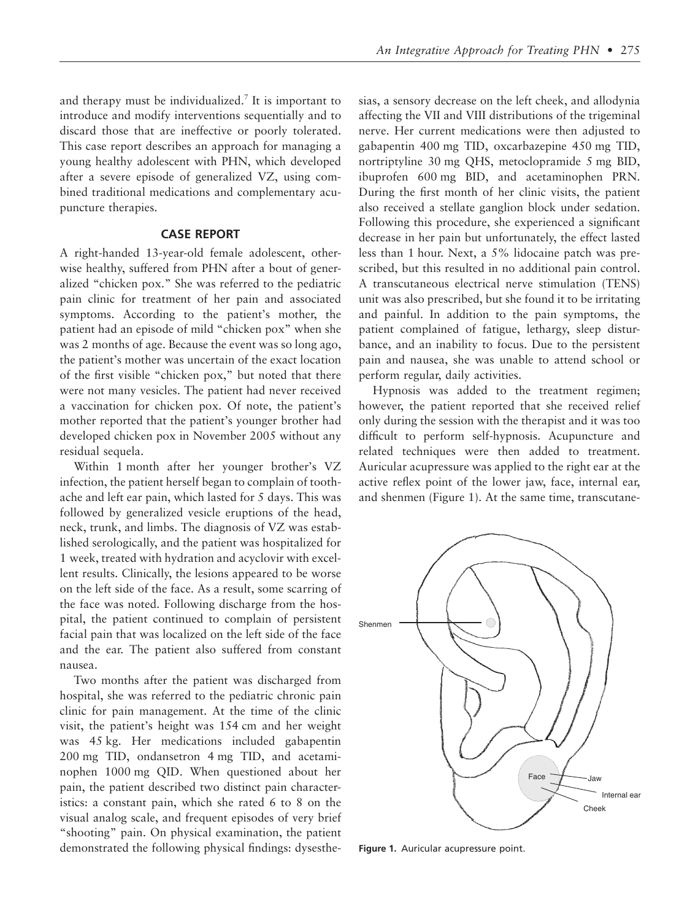and therapy must be individualized.[7] It is important to introduce and modify interventions sequentially and to discard those that are ineffective or poorly tolerated. This case report describes an approach for managing a young healthy adolescent with PHN, which developed after a severe episode of generalized VZ, using combined traditional medications and complementary acupuncture therapies.

## CASE REPORT

A right-handed 13-year-old female adolescent, otherwise healthy, suffered from PHN after a bout of generalized "chicken pox." She was referred to the pediatric pain clinic for treatment of her pain and associated symptoms. According to the patient's mother, the patient had an episode of mild "chicken pox" when she was 2 months of age. Because the event was so long ago, the patient's mother was uncertain of the exact location of the first visible "chicken pox," but noted that there were not many vesicles. The patient had never received a vaccination for chicken pox. Of note, the patient's mother reported that the patient's younger brother had developed chicken pox in November 2005 without any residual sequela.

Within 1 month after her younger brother's VZ infection, the patient herself began to complain of toothache and left ear pain, which lasted for 5 days. This was followed by generalized vesicle eruptions of the head, neck, trunk, and limbs. The diagnosis of VZ was established serologically, and the patient was hospitalized for 1 week, treated with hydration and acyclovir with excellent results. Clinically, the lesions appeared to be worse on the left side of the face. As a result, some scarring of the face was noted. Following discharge from the hospital, the patient continued to complain of persistent facial pain that was localized on the left side of the face and the ear. The patient also suffered from constant nausea.

Two months after the patient was discharged from hospital, she was referred to the pediatric chronic pain clinic for pain management. At the time of the clinic visit, the patient's height was 154 cm and her weight was 45 kg. Her medications included gabapentin 200 mg TID, ondansetron 4 mg TID, and acetaminophen 1000 mg QID. When questioned about her pain, the patient described two distinct pain characteristics: a constant pain, which she rated 6 to 8 on the visual analog scale, and frequent episodes of very brief "shooting" pain. On physical examination, the patient demonstrated the following physical findings: dysesthesias, a sensory decrease on the left cheek, and allodynia affecting the VII and VIII distributions of the trigeminal nerve. Her current medications were then adjusted to gabapentin 400 mg TID, oxcarbazepine 450 mg TID, nortriptyline 30 mg QHS, metoclopramide 5 mg BID, ibuprofen 600 mg BID, and acetaminophen PRN. During the first month of her clinic visits, the patient also received a stellate ganglion block under sedation. Following this procedure, she experienced a significant decrease in her pain but unfortunately, the effect lasted less than 1 hour. Next, a 5% lidocaine patch was prescribed, but this resulted in no additional pain control. A transcutaneous electrical nerve stimulation (TENS) unit was also prescribed, but she found it to be irritating and painful. In addition to the pain symptoms, the patient complained of fatigue, lethargy, sleep disturbance, and an inability to focus. Due to the persistent pain and nausea, she was unable to attend school or perform regular, daily activities.

Hypnosis was added to the treatment regimen; however, the patient reported that she received relief only during the session with the therapist and it was too difficult to perform self-hypnosis. Acupuncture and related techniques were then added to treatment. Auricular acupressure was applied to the right ear at the active reflex point of the lower jaw, face, internal ear, and shenmen (Figure 1). At the same time, transcutane-

Shenmen

Face

Jaw

Internal ear

Cheek

**Figure 1.** Auricular acupressure point.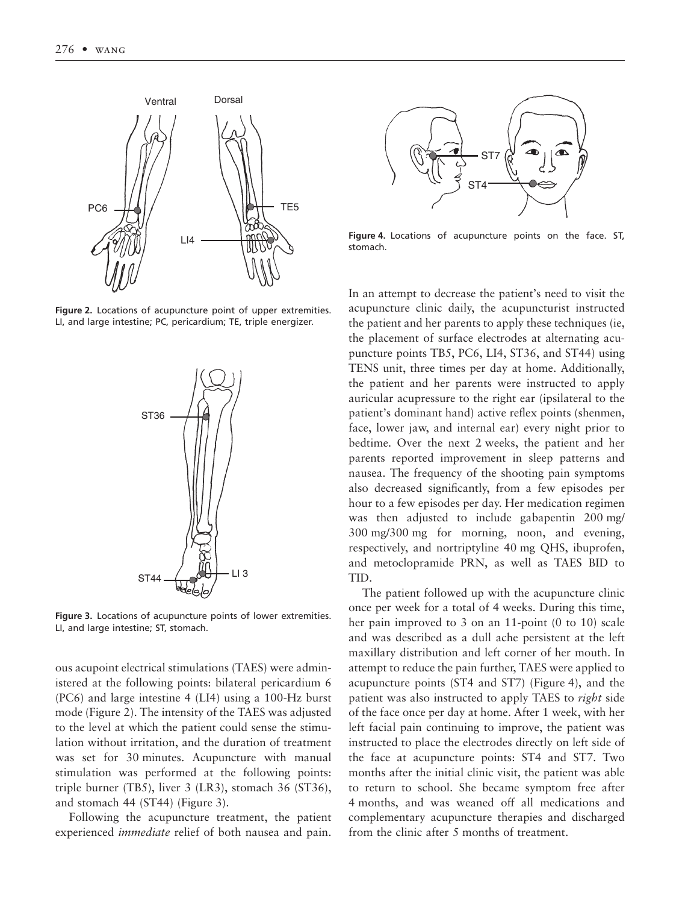Figure 2. Locations of acupuncture point of upper extremities. LI, and large intestine; PC, pericardium; TE, triple energizer.

Figure 3. Locations of acupuncture points of lower extremities. LI, and large intestine; ST, stomach.

ous acupoint electrical stimulations (TAES) were administered at the following points: bilateral pericardium 6 (PC6) and large intestine 4 (LI4) using a 100-Hz burst mode (Figure 2). The intensity of the TAES was adjusted to the level at which the patient could sense the stimulation without irritation, and the duration of treatment was set for 30 minutes. Acupuncture with manual stimulation was performed at the following points: triple burner (TB5), liver 3 (LR3), stomach 36 (ST36), and stomach 44 (ST44) (Figure 3).

Following the acupuncture treatment, the patient experienced *immediate* relief of both nausea and pain.

Figure 4. Locations of acupuncture points on the face. ST, stomach.

In an attempt to decrease the patient's need to visit the acupuncture clinic daily, the acupuncturist instructed the patient and her parents to apply these techniques (ie, the placement of surface electrodes at alternating acupuncture points TB5, PC6, LI4, ST36, and ST44) using TENS unit, three times per day at home. Additionally, the patient and her parents were instructed to apply auricular acupressure to the right ear (ipsilateral to the patient's dominant hand) active reflex points (shenmen, face, lower jaw, and internal ear) every night prior to bedtime. Over the next 2 weeks, the patient and her parents reported improvement in sleep patterns and nausea. The frequency of the shooting pain symptoms also decreased significantly, from a few episodes per hour to a few episodes per day. Her medication regimen was then adjusted to include gabapentin 200 mg/300 mg/300 mg for morning, noon, and evening, respectively, and nortriptyline 40 mg QHS, ibuprofen, and metoclopramide PRN, as well as TAES BID to TID.

The patient followed up with the acupuncture clinic once per week for a total of 4 weeks. During this time, her pain improved to 3 on an 11-point (0 to 10) scale and was described as a dull ache persistent at the left maxillary distribution and left corner of her mouth. In attempt to reduce the pain further, TAES were applied to acupuncture points (ST4 and ST7) (Figure 4), and the patient was also instructed to apply TAES to *right* side of the face once per day at home. After 1 week, with her left facial pain continuing to improve, the patient was instructed to place the electrodes directly on left side of the face at acupuncture points: ST4 and ST7. Two months after the initial clinic visit, the patient was able to return to school. She became symptom free after 4 months, and was weaned off all medications and complementary acupuncture therapies and discharged from the clinic after 5 months of treatment.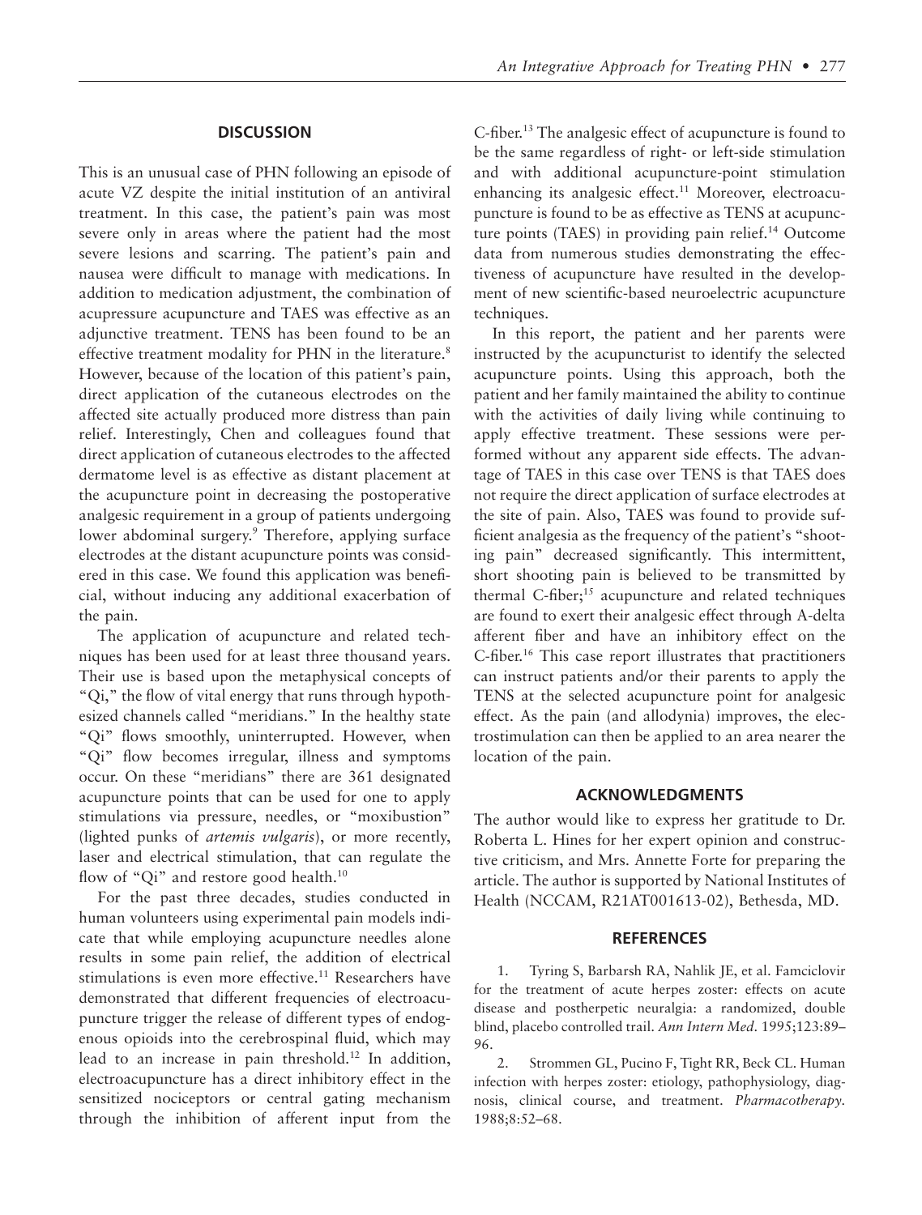## DISCUSSION

This is an unusual case of PHN following an episode of acute VZ despite the initial institution of an antiviral treatment. In this case, the patient's pain was most severe only in areas where the patient had the most severe lesions and scarring. The patient's pain and nausea were difficult to manage with medications. In addition to medication adjustment, the combination of acupressure acupuncture and TAES was effective as an adjunctive treatment. TENS has been found to be an effective treatment modality for PHN in the literature.[8] However, because of the location of this patient's pain, direct application of the cutaneous electrodes on the affected site actually produced more distress than pain relief. Interestingly, Chen and colleagues found that direct application of cutaneous electrodes to the affected dermatome level is as effective as distant placement at the acupuncture point in decreasing the postoperative analgesic requirement in a group of patients undergoing lower abdominal surgery.[9] Therefore, applying surface electrodes at the distant acupuncture points was considered in this case. We found this application was beneficial, without inducing any additional exacerbation of the pain.

The application of acupuncture and related techniques has been used for at least three thousand years. Their use is based upon the metaphysical concepts of "Qi," the flow of vital energy that runs through hypothesized channels called "meridians." In the healthy state "Qi" flows smoothly, uninterrupted. However, when "Qi" flow becomes irregular, illness and symptoms occur. On these "meridians" there are 361 designated acupuncture points that can be used for one to apply stimulations via pressure, needles, or "moxibustion" (lighted punks of *artemis vulgaris*), or more recently, laser and electrical stimulation, that can regulate the flow of "Qi" and restore good health.[10]

For the past three decades, studies conducted in human volunteers using experimental pain models indicate that while employing acupuncture needles alone results in some pain relief, the addition of electrical stimulations is even more effective.[11] Researchers have demonstrated that different frequencies of electroacupuncture trigger the release of different types of endogenous opioids into the cerebrospinal fluid, which may lead to an increase in pain threshold.[12] In addition, electroacupuncture has a direct inhibitory effect in the sensitized nociceptors or central gating mechanism through the inhibition of afferent input from the C-fiber.[13] The analgesic effect of acupuncture is found to be the same regardless of right- or left-side stimulation and with additional acupuncture-point stimulation enhancing its analgesic effect.[11] Moreover, electroacupuncture is found to be as effective as TENS at acupuncture points (TAES) in providing pain relief.[14] Outcome data from numerous studies demonstrating the effectiveness of acupuncture have resulted in the development of new scientific-based neuroelectric acupuncture techniques.

In this report, the patient and her parents were instructed by the acupuncturist to identify the selected acupuncture points. Using this approach, both the patient and her family maintained the ability to continue with the activities of daily living while continuing to apply effective treatment. These sessions were performed without any apparent side effects. The advantage of TAES in this case over TENS is that TAES does not require the direct application of surface electrodes at the site of pain. Also, TAES was found to provide sufficient analgesia as the frequency of the patient's "shooting pain" decreased significantly. This intermittent, short shooting pain is believed to be transmitted by thermal C-fiber;[15] acupuncture and related techniques are found to exert their analgesic effect through A-delta afferent fiber and have an inhibitory effect on the C-fiber.[16] This case report illustrates that practitioners can instruct patients and/or their parents to apply the TENS at the selected acupuncture point for analgesic effect. As the pain (and allodynia) improves, the electrostimulation can then be applied to an area nearer the location of the pain.

## ACKNOWLEDGMENTS

The author would like to express her gratitude to Dr. Roberta L. Hines for her expert opinion and constructive criticism, and Mrs. Annette Forte for preparing the article. The author is supported by National Institutes of Health (NCCAM, R21AT001613-02), Bethesda, MD.

## REFERENCES

1. Tyring S, Barbarsh RA, Nahlik JE, et al. Famciclovir for the treatment of acute herpes zoster: effects on acute disease and postherpetic neuralgia: a randomized, double blind, placebo controlled trail. *Ann Intern Med*. 1995;123:89–96.
2. Strommen GL, Pucino F, Tight RR, Beck CL. Human infection with herpes zoster: etiology, pathophysiology, diagnosis, clinical course, and treatment. *Pharmacotherapy*. 1988;8:52–68.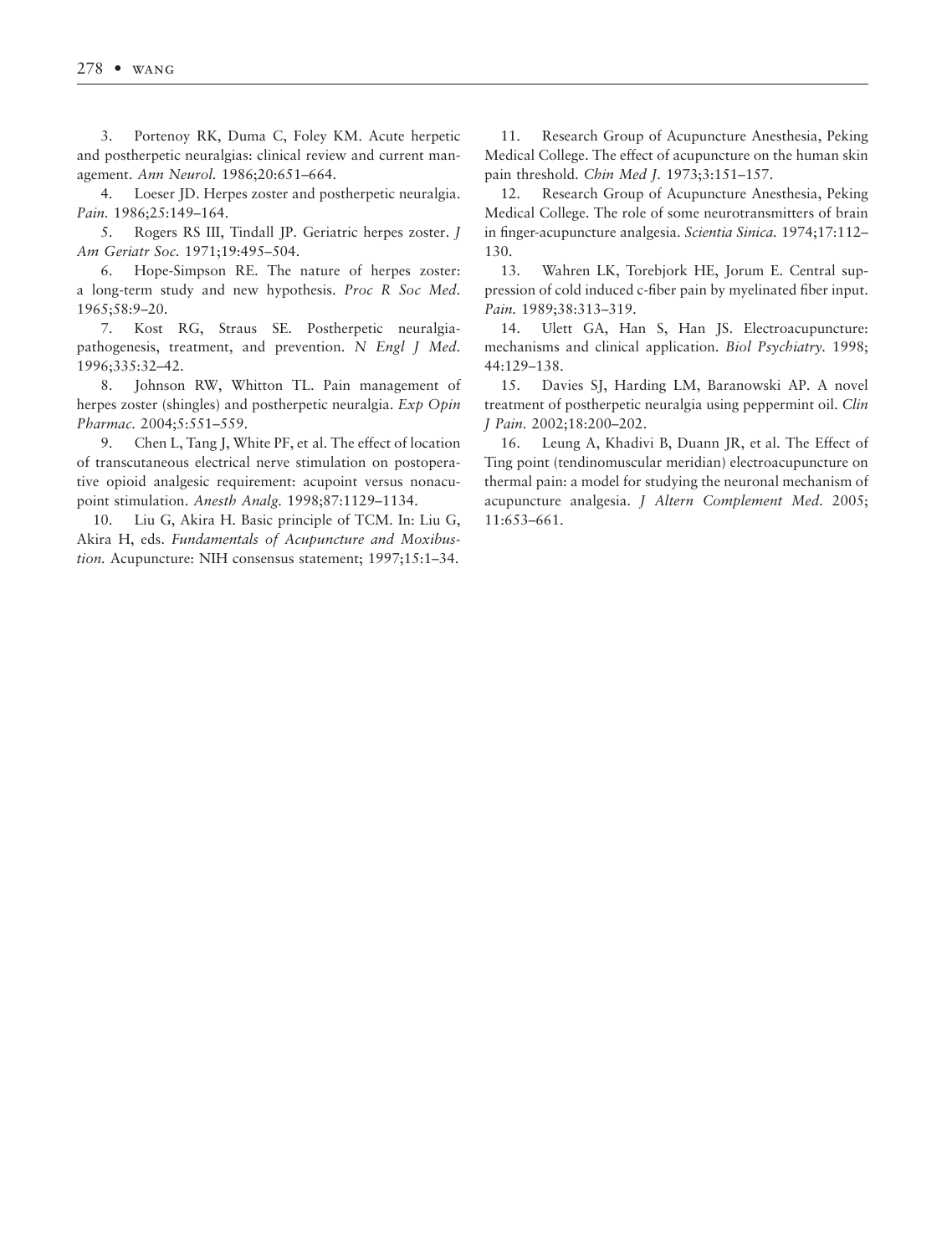3. Portenoy RK, Duma C, Foley KM. Acute herpetic and postherpetic neuralgias: clinical review and current management. *Ann Neurol.* 1986;20:651–664.

4. Loeser JD. Herpes zoster and postherpetic neuralgia. *Pain.* 1986;25:149–164.

5. Rogers RS III, Tindall JP. Geriatric herpes zoster. *J Am Geriatr Soc.* 1971;19:495–504.

6. Hope-Simpson RE. The nature of herpes zoster: a long-term study and new hypothesis. *Proc R Soc Med.* 1965;58:9–20.

7. Kost RG, Straus SE. Postherpetic neuralgia-pathogenesis, treatment, and prevention. *N Engl J Med.* 1996;335:32–42.

8. Johnson RW, Whitton TL. Pain management of herpes zoster (shingles) and postherpetic neuralgia. *Exp Opin Pharmac.* 2004;5:551–559.

9. Chen L, Tang J, White PF, et al. The effect of location of transcutaneous electrical nerve stimulation on postoperative opioid analgesic requirement: acupoint versus nonacupoint stimulation. *Anesth Analg.* 1998;87:1129–1134.

10. Liu G, Akira H. Basic principle of TCM. In: Liu G, Akira H, eds. *Fundamentals of Acupuncture and Moxibustion.* Acupuncture: NIH consensus statement; 1997;15:1–34.

11. Research Group of Acupuncture Anesthesia, Peking Medical College. The effect of acupuncture on the human skin pain threshold. *Chin Med J.* 1973;3:151–157.

12. Research Group of Acupuncture Anesthesia, Peking Medical College. The role of some neurotransmitters of brain in finger-acupuncture analgesia. *Scientia Sinica.* 1974;17:112–130.

13. Wahren LK, Torebjork HE, Jorum E. Central suppression of cold induced c-fiber pain by myelinated fiber input. *Pain.* 1989;38:313–319.

14. Ulett GA, Han S, Han JS. Electroacupuncture: mechanisms and clinical application. *Biol Psychiatry.* 1998;44:129–138.

15. Davies SJ, Harding LM, Baranowski AP. A novel treatment of postherpetic neuralgia using peppermint oil. *Clin J Pain.* 2002;18:200–202.

16. Leung A, Khadivi B, Duann JR, et al. The Effect of Ting point (tendinomuscular meridian) electroacupuncture on thermal pain: a model for studying the neuronal mechanism of acupuncture analgesia. *J Altern Complement Med.* 2005;11:653–661.